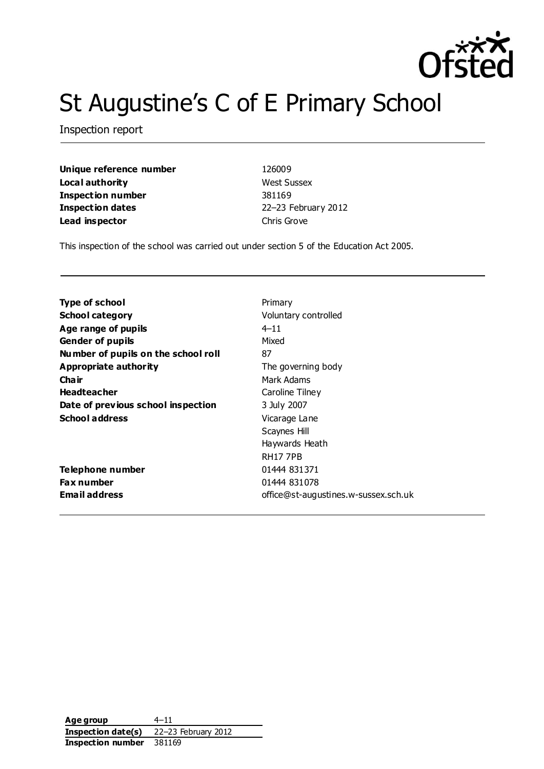Ofsted

# St Augustine's C of E Primary School

Inspection report

| | |
|---|---|
| **Unique reference number** | 126009 |
| **Local authority** | West Sussex |
| **Inspection number** | 381169 |
| **Inspection dates** | 22–23 February 2012 |
| **Lead inspector** | Chris Grove |

This inspection of the school was carried out under section 5 of the Education Act 2005.

| | |
|---|---|
| **Type of school** | Primary |
| **School category** | Voluntary controlled |
| **Age range of pupils** | 4–11 |
| **Gender of pupils** | Mixed |
| **Number of pupils on the school roll** | 87 |
| **Appropriate authority** | The governing body |
| **Chair** | Mark Adams |
| **Headteacher** | Caroline Tilney |
| **Date of previous school inspection** | 3 July 2007 |
| **School address** | Vicarage Lane<br>Scaynes Hill<br>Haywards Heath<br>RH17 7PB |
| **Telephone number** | 01444 831371 |
| **Fax number** | 01444 831078 |
| **Email address** | office@st-augustines.w-sussex.sch.uk |

| | |
|---|---|
| **Age group** | 4–11 |
| **Inspection date(s)** | 22–23 February 2012 |
| **Inspection number** | 381169 |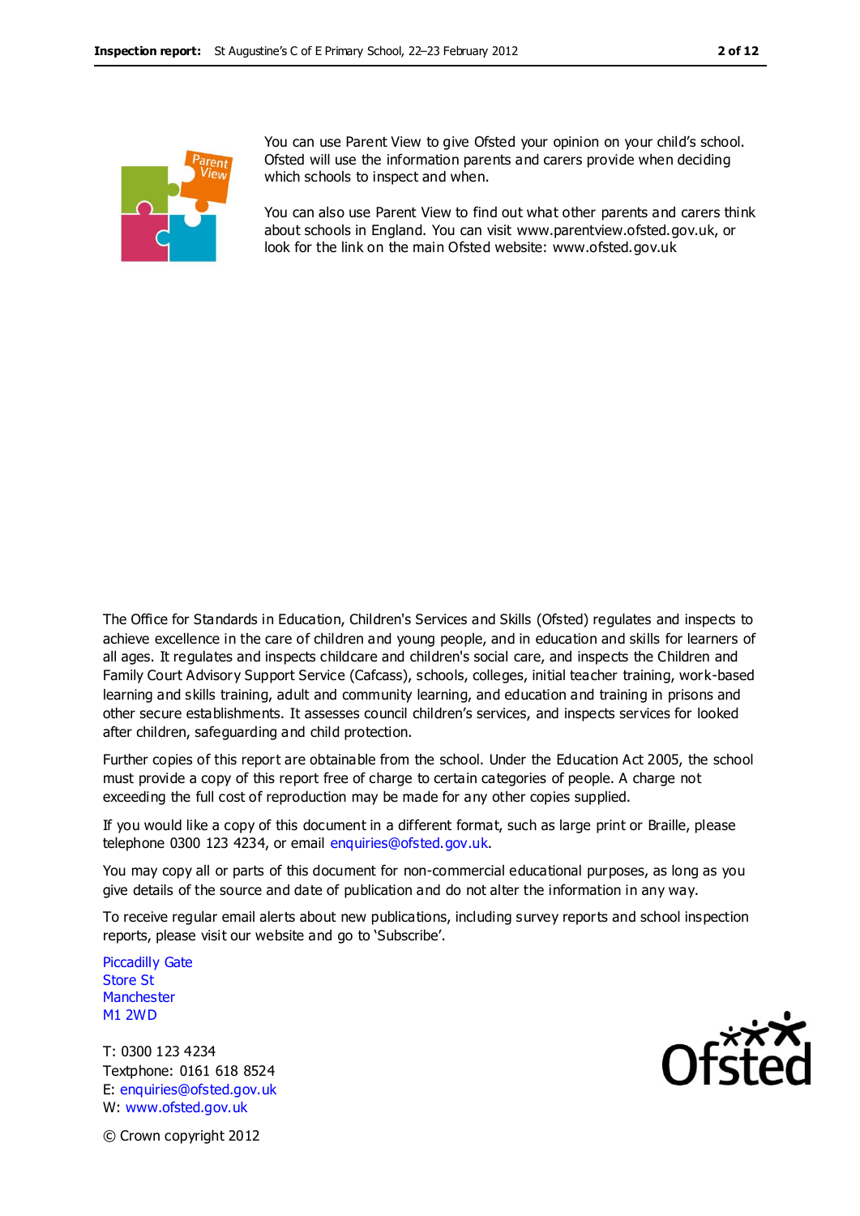You can use Parent View to give Ofsted your opinion on your child's school. Ofsted will use the information parents and carers provide when deciding which schools to inspect and when.

You can also use Parent View to find out what other parents and carers think about schools in England. You can visit www.parentview.ofsted.gov.uk, or look for the link on the main Ofsted website: www.ofsted.gov.uk

The Office for Standards in Education, Children's Services and Skills (Ofsted) regulates and inspects to achieve excellence in the care of children and young people, and in education and skills for learners of all ages. It regulates and inspects childcare and children's social care, and inspects the Children and Family Court Advisory Support Service (Cafcass), schools, colleges, initial teacher training, work-based learning and skills training, adult and community learning, and education and training in prisons and other secure establishments. It assesses council children's services, and inspects services for looked after children, safeguarding and child protection.

Further copies of this report are obtainable from the school. Under the Education Act 2005, the school must provide a copy of this report free of charge to certain categories of people. A charge not exceeding the full cost of reproduction may be made for any other copies supplied.

If you would like a copy of this document in a different format, such as large print or Braille, please telephone 0300 123 4234, or email enquiries@ofsted.gov.uk.

You may copy all or parts of this document for non-commercial educational purposes, as long as you give details of the source and date of publication and do not alter the information in any way.

To receive regular email alerts about new publications, including survey reports and school inspection reports, please visit our website and go to 'Subscribe'.

Piccadilly Gate
Store St
Manchester
M1 2WD

T: 0300 123 4234
Textphone: 0161 618 8524
E: enquiries@ofsted.gov.uk
W: www.ofsted.gov.uk

© Crown copyright 2012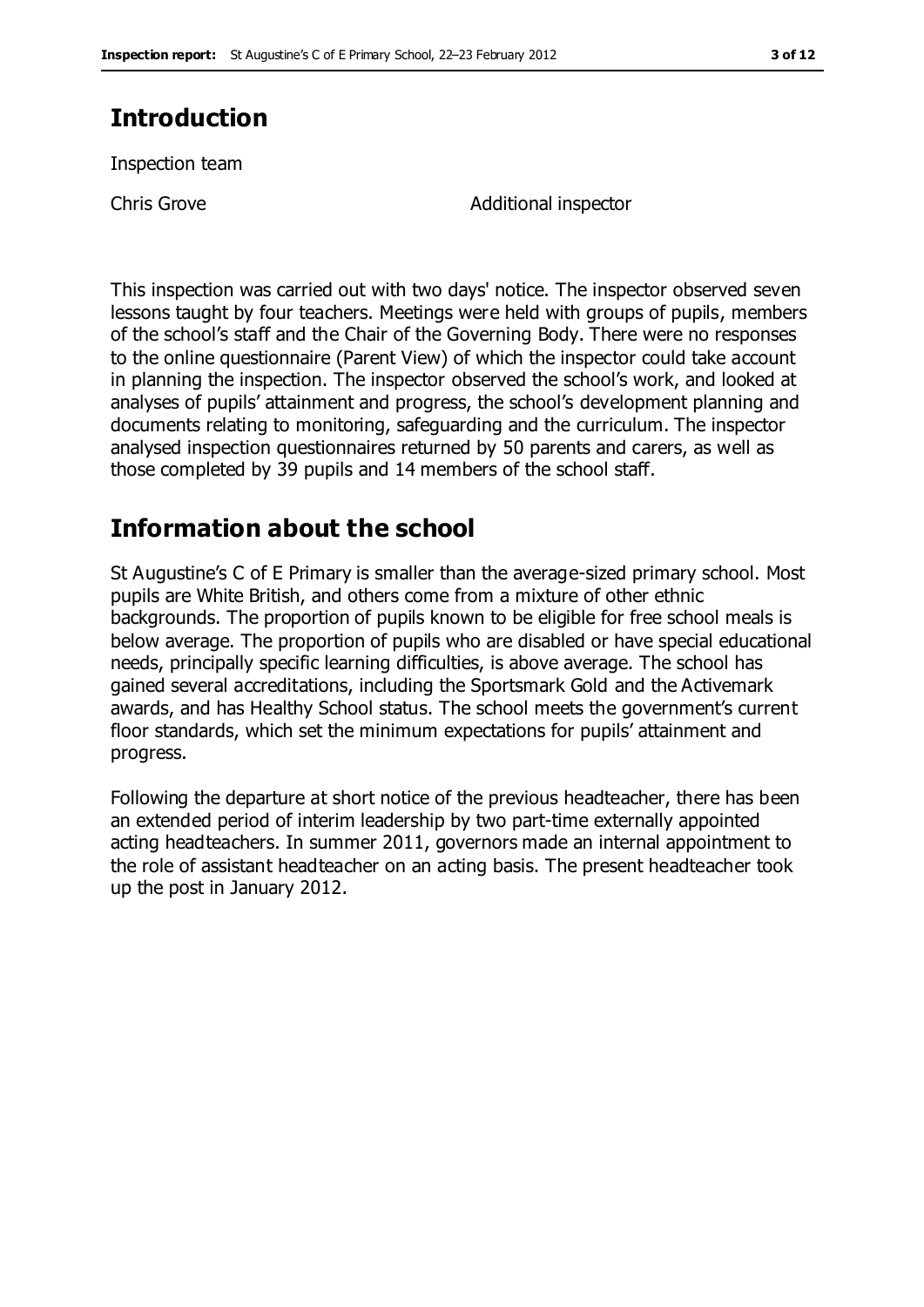## Introduction

Inspection team

| | |
|---|---|
| Chris Grove | Additional inspector |

This inspection was carried out with two days' notice. The inspector observed seven lessons taught by four teachers. Meetings were held with groups of pupils, members of the school's staff and the Chair of the Governing Body. There were no responses to the online questionnaire (Parent View) of which the inspector could take account in planning the inspection. The inspector observed the school's work, and looked at analyses of pupils' attainment and progress, the school's development planning and documents relating to monitoring, safeguarding and the curriculum. The inspector analysed inspection questionnaires returned by 50 parents and carers, as well as those completed by 39 pupils and 14 members of the school staff.

## Information about the school

St Augustine's C of E Primary is smaller than the average-sized primary school. Most pupils are White British, and others come from a mixture of other ethnic backgrounds. The proportion of pupils known to be eligible for free school meals is below average. The proportion of pupils who are disabled or have special educational needs, principally specific learning difficulties, is above average. The school has gained several accreditations, including the Sportsmark Gold and the Activemark awards, and has Healthy School status. The school meets the government's current floor standards, which set the minimum expectations for pupils' attainment and progress.

Following the departure at short notice of the previous headteacher, there has been an extended period of interim leadership by two part-time externally appointed acting headteachers. In summer 2011, governors made an internal appointment to the role of assistant headteacher on an acting basis. The present headteacher took up the post in January 2012.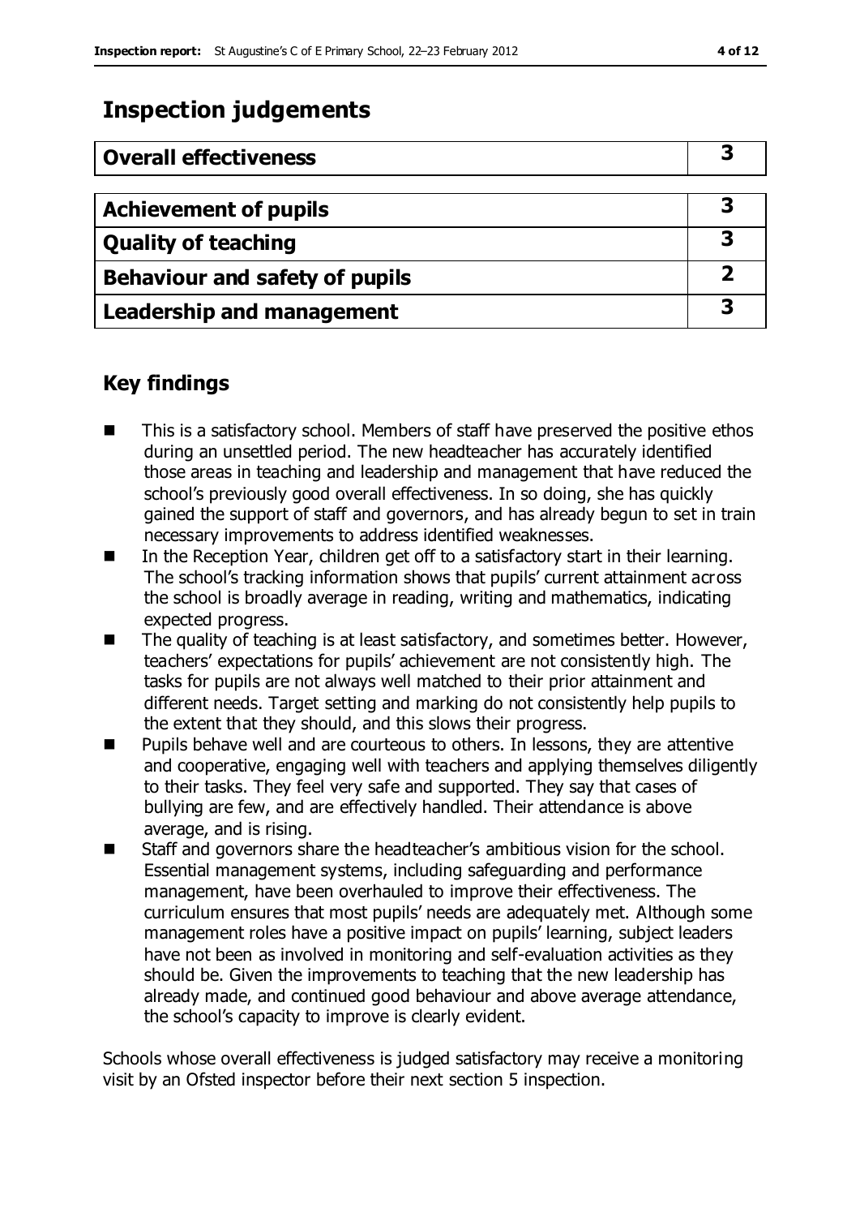## Inspection judgements

| Overall effectiveness | 3 |
|---|---|
| Achievement of pupils | 3 |
| Quality of teaching | 3 |
| Behaviour and safety of pupils | 2 |
| Leadership and management | 3 |

## Key findings

- This is a satisfactory school. Members of staff have preserved the positive ethos during an unsettled period. The new headteacher has accurately identified those areas in teaching and leadership and management that have reduced the school's previously good overall effectiveness. In so doing, she has quickly gained the support of staff and governors, and has already begun to set in train necessary improvements to address identified weaknesses.
- In the Reception Year, children get off to a satisfactory start in their learning. The school's tracking information shows that pupils' current attainment across the school is broadly average in reading, writing and mathematics, indicating expected progress.
- The quality of teaching is at least satisfactory, and sometimes better. However, teachers' expectations for pupils' achievement are not consistently high. The tasks for pupils are not always well matched to their prior attainment and different needs. Target setting and marking do not consistently help pupils to the extent that they should, and this slows their progress.
- Pupils behave well and are courteous to others. In lessons, they are attentive and cooperative, engaging well with teachers and applying themselves diligently to their tasks. They feel very safe and supported. They say that cases of bullying are few, and are effectively handled. Their attendance is above average, and is rising.
- Staff and governors share the headteacher's ambitious vision for the school. Essential management systems, including safeguarding and performance management, have been overhauled to improve their effectiveness. The curriculum ensures that most pupils' needs are adequately met. Although some management roles have a positive impact on pupils' learning, subject leaders have not been as involved in monitoring and self-evaluation activities as they should be. Given the improvements to teaching that the new leadership has already made, and continued good behaviour and above average attendance, the school's capacity to improve is clearly evident.

Schools whose overall effectiveness is judged satisfactory may receive a monitoring visit by an Ofsted inspector before their next section 5 inspection.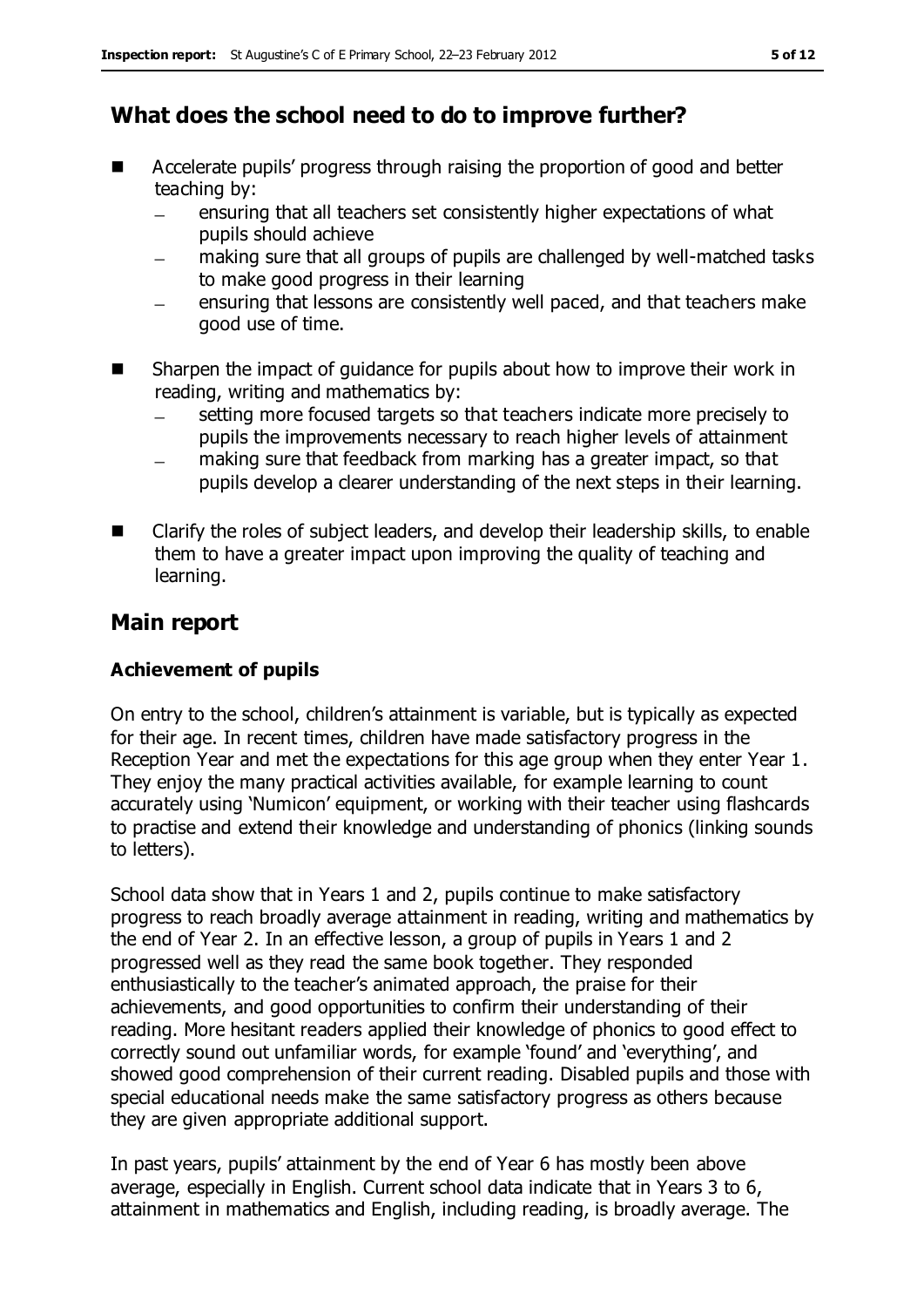## What does the school need to do to improve further?

- Accelerate pupils' progress through raising the proportion of good and better teaching by:
  - ensuring that all teachers set consistently higher expectations of what pupils should achieve
  - making sure that all groups of pupils are challenged by well-matched tasks to make good progress in their learning
  - ensuring that lessons are consistently well paced, and that teachers make good use of time.
- Sharpen the impact of guidance for pupils about how to improve their work in reading, writing and mathematics by:
  - setting more focused targets so that teachers indicate more precisely to pupils the improvements necessary to reach higher levels of attainment
  - making sure that feedback from marking has a greater impact, so that pupils develop a clearer understanding of the next steps in their learning.
- Clarify the roles of subject leaders, and develop their leadership skills, to enable them to have a greater impact upon improving the quality of teaching and learning.

## Main report

### Achievement of pupils

On entry to the school, children's attainment is variable, but is typically as expected for their age. In recent times, children have made satisfactory progress in the Reception Year and met the expectations for this age group when they enter Year 1. They enjoy the many practical activities available, for example learning to count accurately using 'Numicon' equipment, or working with their teacher using flashcards to practise and extend their knowledge and understanding of phonics (linking sounds to letters).

School data show that in Years 1 and 2, pupils continue to make satisfactory progress to reach broadly average attainment in reading, writing and mathematics by the end of Year 2. In an effective lesson, a group of pupils in Years 1 and 2 progressed well as they read the same book together. They responded enthusiastically to the teacher's animated approach, the praise for their achievements, and good opportunities to confirm their understanding of their reading. More hesitant readers applied their knowledge of phonics to good effect to correctly sound out unfamiliar words, for example 'found' and 'everything', and showed good comprehension of their current reading. Disabled pupils and those with special educational needs make the same satisfactory progress as others because they are given appropriate additional support.

In past years, pupils' attainment by the end of Year 6 has mostly been above average, especially in English. Current school data indicate that in Years 3 to 6, attainment in mathematics and English, including reading, is broadly average. The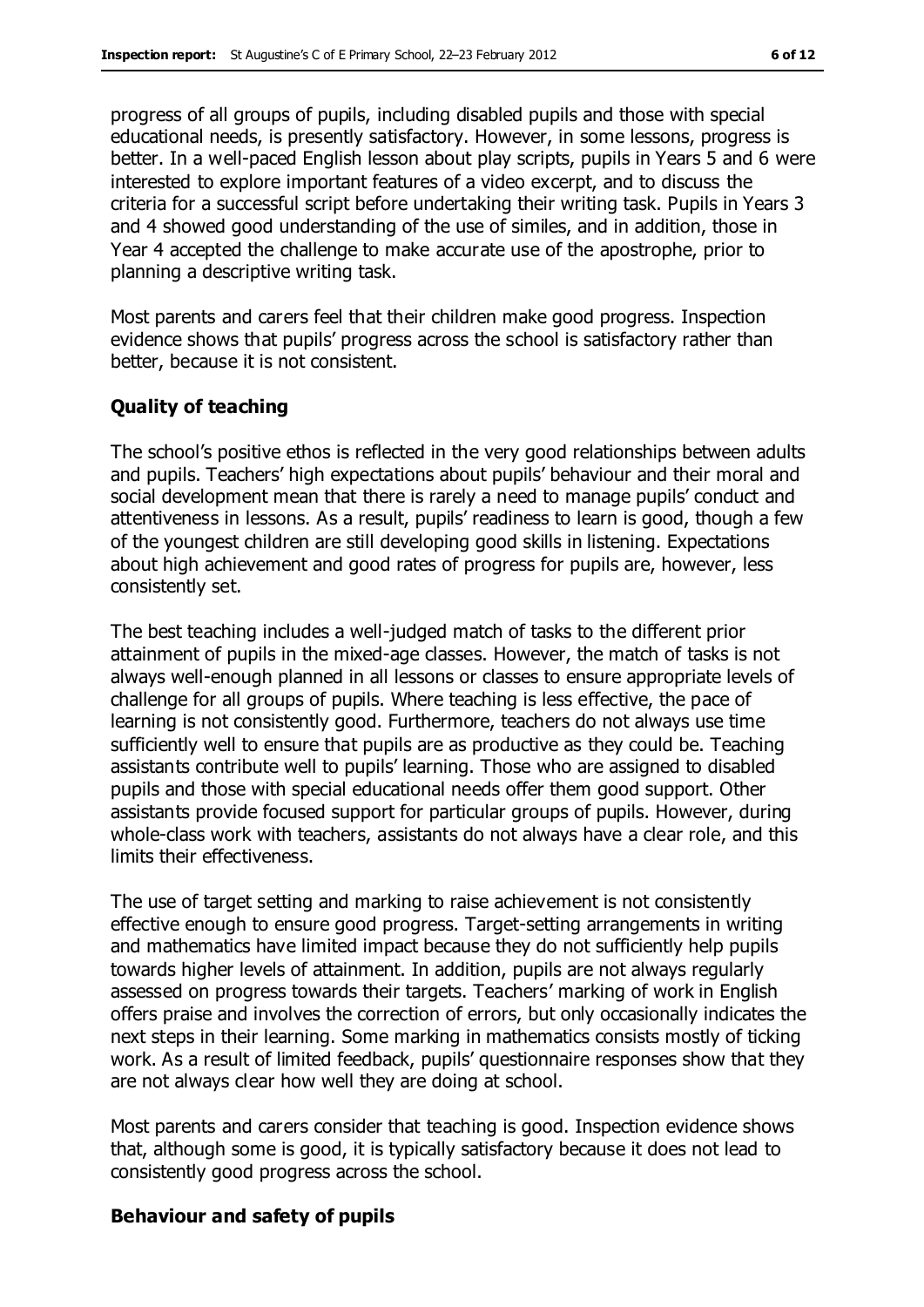progress of all groups of pupils, including disabled pupils and those with special educational needs, is presently satisfactory. However, in some lessons, progress is better. In a well-paced English lesson about play scripts, pupils in Years 5 and 6 were interested to explore important features of a video excerpt, and to discuss the criteria for a successful script before undertaking their writing task. Pupils in Years 3 and 4 showed good understanding of the use of similes, and in addition, those in Year 4 accepted the challenge to make accurate use of the apostrophe, prior to planning a descriptive writing task.

Most parents and carers feel that their children make good progress. Inspection evidence shows that pupils' progress across the school is satisfactory rather than better, because it is not consistent.

### Quality of teaching

The school's positive ethos is reflected in the very good relationships between adults and pupils. Teachers' high expectations about pupils' behaviour and their moral and social development mean that there is rarely a need to manage pupils' conduct and attentiveness in lessons. As a result, pupils' readiness to learn is good, though a few of the youngest children are still developing good skills in listening. Expectations about high achievement and good rates of progress for pupils are, however, less consistently set.

The best teaching includes a well-judged match of tasks to the different prior attainment of pupils in the mixed-age classes. However, the match of tasks is not always well-enough planned in all lessons or classes to ensure appropriate levels of challenge for all groups of pupils. Where teaching is less effective, the pace of learning is not consistently good. Furthermore, teachers do not always use time sufficiently well to ensure that pupils are as productive as they could be. Teaching assistants contribute well to pupils' learning. Those who are assigned to disabled pupils and those with special educational needs offer them good support. Other assistants provide focused support for particular groups of pupils. However, during whole-class work with teachers, assistants do not always have a clear role, and this limits their effectiveness.

The use of target setting and marking to raise achievement is not consistently effective enough to ensure good progress. Target-setting arrangements in writing and mathematics have limited impact because they do not sufficiently help pupils towards higher levels of attainment. In addition, pupils are not always regularly assessed on progress towards their targets. Teachers' marking of work in English offers praise and involves the correction of errors, but only occasionally indicates the next steps in their learning. Some marking in mathematics consists mostly of ticking work. As a result of limited feedback, pupils' questionnaire responses show that they are not always clear how well they are doing at school.

Most parents and carers consider that teaching is good. Inspection evidence shows that, although some is good, it is typically satisfactory because it does not lead to consistently good progress across the school.

### Behaviour and safety of pupils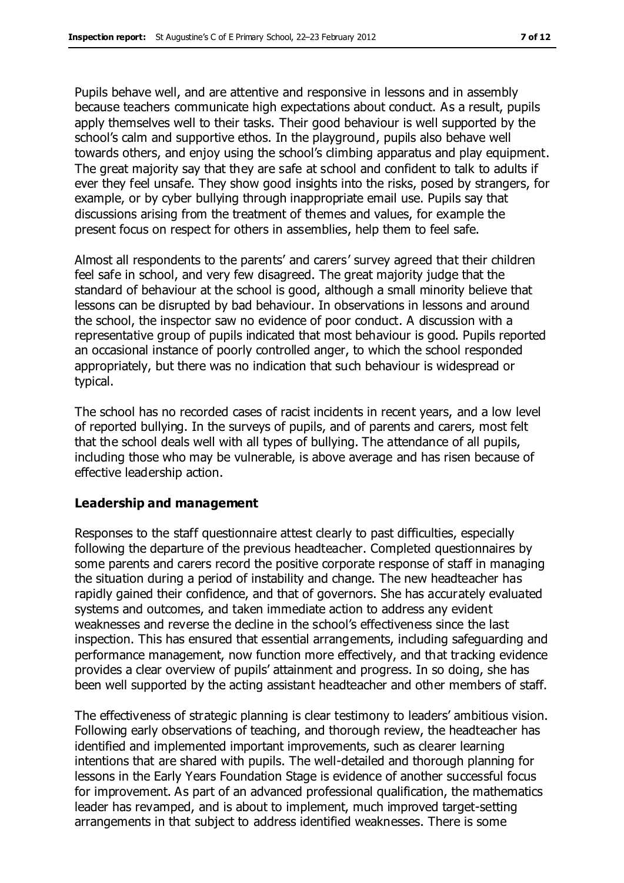Pupils behave well, and are attentive and responsive in lessons and in assembly because teachers communicate high expectations about conduct. As a result, pupils apply themselves well to their tasks. Their good behaviour is well supported by the school's calm and supportive ethos. In the playground, pupils also behave well towards others, and enjoy using the school's climbing apparatus and play equipment. The great majority say that they are safe at school and confident to talk to adults if ever they feel unsafe. They show good insights into the risks, posed by strangers, for example, or by cyber bullying through inappropriate email use. Pupils say that discussions arising from the treatment of themes and values, for example the present focus on respect for others in assemblies, help them to feel safe.

Almost all respondents to the parents' and carers' survey agreed that their children feel safe in school, and very few disagreed. The great majority judge that the standard of behaviour at the school is good, although a small minority believe that lessons can be disrupted by bad behaviour. In observations in lessons and around the school, the inspector saw no evidence of poor conduct. A discussion with a representative group of pupils indicated that most behaviour is good. Pupils reported an occasional instance of poorly controlled anger, to which the school responded appropriately, but there was no indication that such behaviour is widespread or typical.

The school has no recorded cases of racist incidents in recent years, and a low level of reported bullying. In the surveys of pupils, and of parents and carers, most felt that the school deals well with all types of bullying. The attendance of all pupils, including those who may be vulnerable, is above average and has risen because of effective leadership action.

### Leadership and management

Responses to the staff questionnaire attest clearly to past difficulties, especially following the departure of the previous headteacher. Completed questionnaires by some parents and carers record the positive corporate response of staff in managing the situation during a period of instability and change. The new headteacher has rapidly gained their confidence, and that of governors. She has accurately evaluated systems and outcomes, and taken immediate action to address any evident weaknesses and reverse the decline in the school's effectiveness since the last inspection. This has ensured that essential arrangements, including safeguarding and performance management, now function more effectively, and that tracking evidence provides a clear overview of pupils' attainment and progress. In so doing, she has been well supported by the acting assistant headteacher and other members of staff.

The effectiveness of strategic planning is clear testimony to leaders' ambitious vision. Following early observations of teaching, and thorough review, the headteacher has identified and implemented important improvements, such as clearer learning intentions that are shared with pupils. The well-detailed and thorough planning for lessons in the Early Years Foundation Stage is evidence of another successful focus for improvement. As part of an advanced professional qualification, the mathematics leader has revamped, and is about to implement, much improved target-setting arrangements in that subject to address identified weaknesses. There is some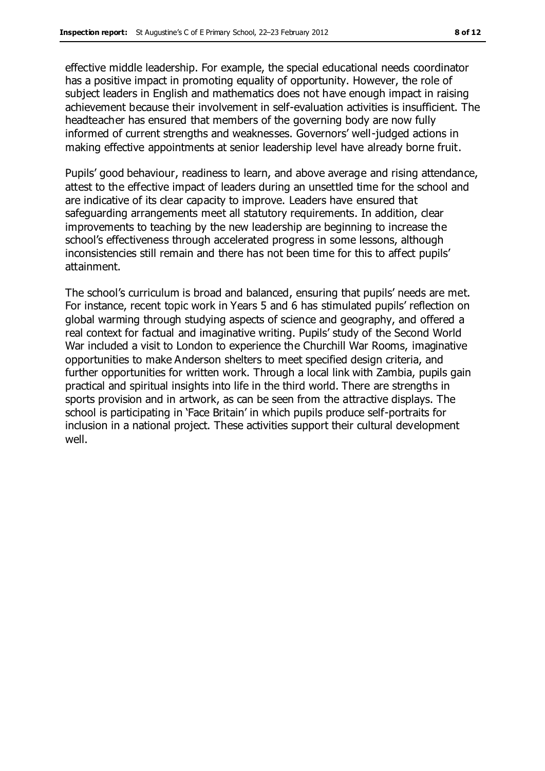effective middle leadership. For example, the special educational needs coordinator has a positive impact in promoting equality of opportunity. However, the role of subject leaders in English and mathematics does not have enough impact in raising achievement because their involvement in self-evaluation activities is insufficient. The headteacher has ensured that members of the governing body are now fully informed of current strengths and weaknesses. Governors' well-judged actions in making effective appointments at senior leadership level have already borne fruit.

Pupils' good behaviour, readiness to learn, and above average and rising attendance, attest to the effective impact of leaders during an unsettled time for the school and are indicative of its clear capacity to improve. Leaders have ensured that safeguarding arrangements meet all statutory requirements. In addition, clear improvements to teaching by the new leadership are beginning to increase the school's effectiveness through accelerated progress in some lessons, although inconsistencies still remain and there has not been time for this to affect pupils' attainment.

The school's curriculum is broad and balanced, ensuring that pupils' needs are met. For instance, recent topic work in Years 5 and 6 has stimulated pupils' reflection on global warming through studying aspects of science and geography, and offered a real context for factual and imaginative writing. Pupils' study of the Second World War included a visit to London to experience the Churchill War Rooms, imaginative opportunities to make Anderson shelters to meet specified design criteria, and further opportunities for written work. Through a local link with Zambia, pupils gain practical and spiritual insights into life in the third world. There are strengths in sports provision and in artwork, as can be seen from the attractive displays. The school is participating in 'Face Britain' in which pupils produce self-portraits for inclusion in a national project. These activities support their cultural development well.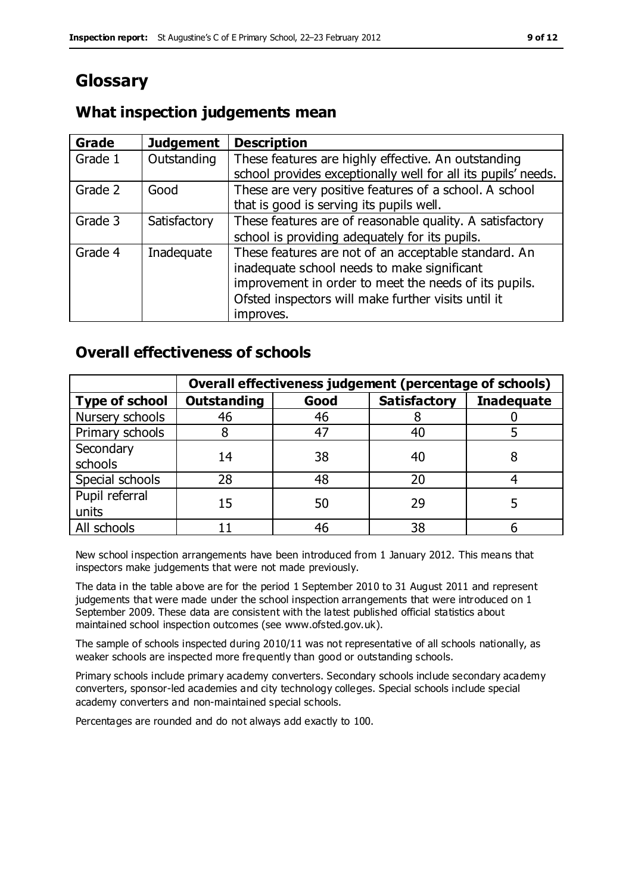# Glossary

## What inspection judgements mean

| Grade | Judgement | Description |
|---|---|---|
| Grade 1 | Outstanding | These features are highly effective. An outstanding school provides exceptionally well for all its pupils' needs. |
| Grade 2 | Good | These are very positive features of a school. A school that is good is serving its pupils well. |
| Grade 3 | Satisfactory | These features are of reasonable quality. A satisfactory school is providing adequately for its pupils. |
| Grade 4 | Inadequate | These features are not of an acceptable standard. An inadequate school needs to make significant improvement in order to meet the needs of its pupils. Ofsted inspectors will make further visits until it improves. |

## Overall effectiveness of schools

| | Overall effectiveness judgement (percentage of schools) | | | |
|---|---|---|---|---|
| **Type of school** | **Outstanding** | **Good** | **Satisfactory** | **Inadequate** |
| Nursery schools | 46 | 46 | 8 | 0 |
| Primary schools | 8 | 47 | 40 | 5 |
| Secondary schools | 14 | 38 | 40 | 8 |
| Special schools | 28 | 48 | 20 | 4 |
| Pupil referral units | 15 | 50 | 29 | 5 |
| All schools | 11 | 46 | 38 | 6 |

New school inspection arrangements have been introduced from 1 January 2012. This means that inspectors make judgements that were not made previously.

The data in the table above are for the period 1 September 2010 to 31 August 2011 and represent judgements that were made under the school inspection arrangements that were introduced on 1 September 2009. These data are consistent with the latest published official statistics about maintained school inspection outcomes (see www.ofsted.gov.uk).

The sample of schools inspected during 2010/11 was not representative of all schools nationally, as weaker schools are inspected more frequently than good or outstanding schools.

Primary schools include primary academy converters. Secondary schools include secondary academy converters, sponsor-led academies and city technology colleges. Special schools include special academy converters and non-maintained special schools.

Percentages are rounded and do not always add exactly to 100.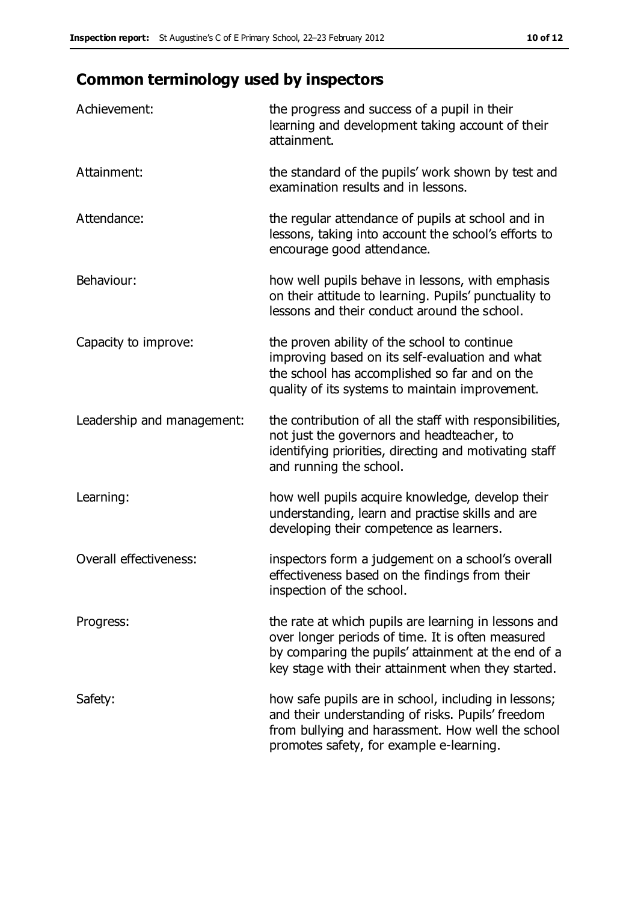## Common terminology used by inspectors

| | |
|---|---|
| Achievement: | the progress and success of a pupil in their learning and development taking account of their attainment. |
| Attainment: | the standard of the pupils' work shown by test and examination results and in lessons. |
| Attendance: | the regular attendance of pupils at school and in lessons, taking into account the school's efforts to encourage good attendance. |
| Behaviour: | how well pupils behave in lessons, with emphasis on their attitude to learning. Pupils' punctuality to lessons and their conduct around the school. |
| Capacity to improve: | the proven ability of the school to continue improving based on its self-evaluation and what the school has accomplished so far and on the quality of its systems to maintain improvement. |
| Leadership and management: | the contribution of all the staff with responsibilities, not just the governors and headteacher, to identifying priorities, directing and motivating staff and running the school. |
| Learning: | how well pupils acquire knowledge, develop their understanding, learn and practise skills and are developing their competence as learners. |
| Overall effectiveness: | inspectors form a judgement on a school's overall effectiveness based on the findings from their inspection of the school. |
| Progress: | the rate at which pupils are learning in lessons and over longer periods of time. It is often measured by comparing the pupils' attainment at the end of a key stage with their attainment when they started. |
| Safety: | how safe pupils are in school, including in lessons; and their understanding of risks. Pupils' freedom from bullying and harassment. How well the school promotes safety, for example e-learning. |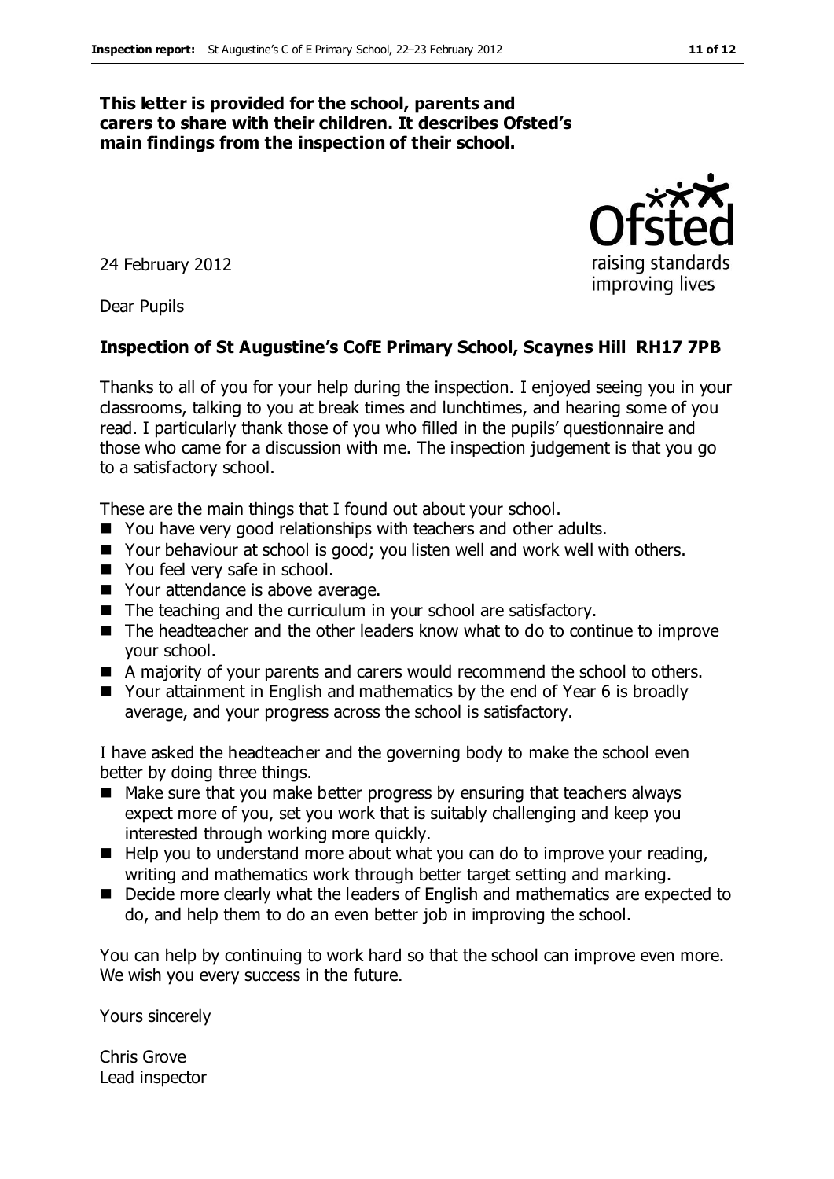**This letter is provided for the school, parents and carers to share with their children. It describes Ofsted's main findings from the inspection of their school.**

24 February 2012

Dear Pupils

**Inspection of St Augustine's CofE Primary School, Scaynes Hill RH17 7PB**

Thanks to all of you for your help during the inspection. I enjoyed seeing you in your classrooms, talking to you at break times and lunchtimes, and hearing some of you read. I particularly thank those of you who filled in the pupils' questionnaire and those who came for a discussion with me. The inspection judgement is that you go to a satisfactory school.

These are the main things that I found out about your school.

- You have very good relationships with teachers and other adults.
- Your behaviour at school is good; you listen well and work well with others.
- You feel very safe in school.
- Your attendance is above average.
- The teaching and the curriculum in your school are satisfactory.
- The headteacher and the other leaders know what to do to continue to improve your school.
- A majority of your parents and carers would recommend the school to others.
- Your attainment in English and mathematics by the end of Year 6 is broadly average, and your progress across the school is satisfactory.

I have asked the headteacher and the governing body to make the school even better by doing three things.

- Make sure that you make better progress by ensuring that teachers always expect more of you, set you work that is suitably challenging and keep you interested through working more quickly.
- Help you to understand more about what you can do to improve your reading, writing and mathematics work through better target setting and marking.
- Decide more clearly what the leaders of English and mathematics are expected to do, and help them to do an even better job in improving the school.

You can help by continuing to work hard so that the school can improve even more. We wish you every success in the future.

Yours sincerely

Chris Grove
Lead inspector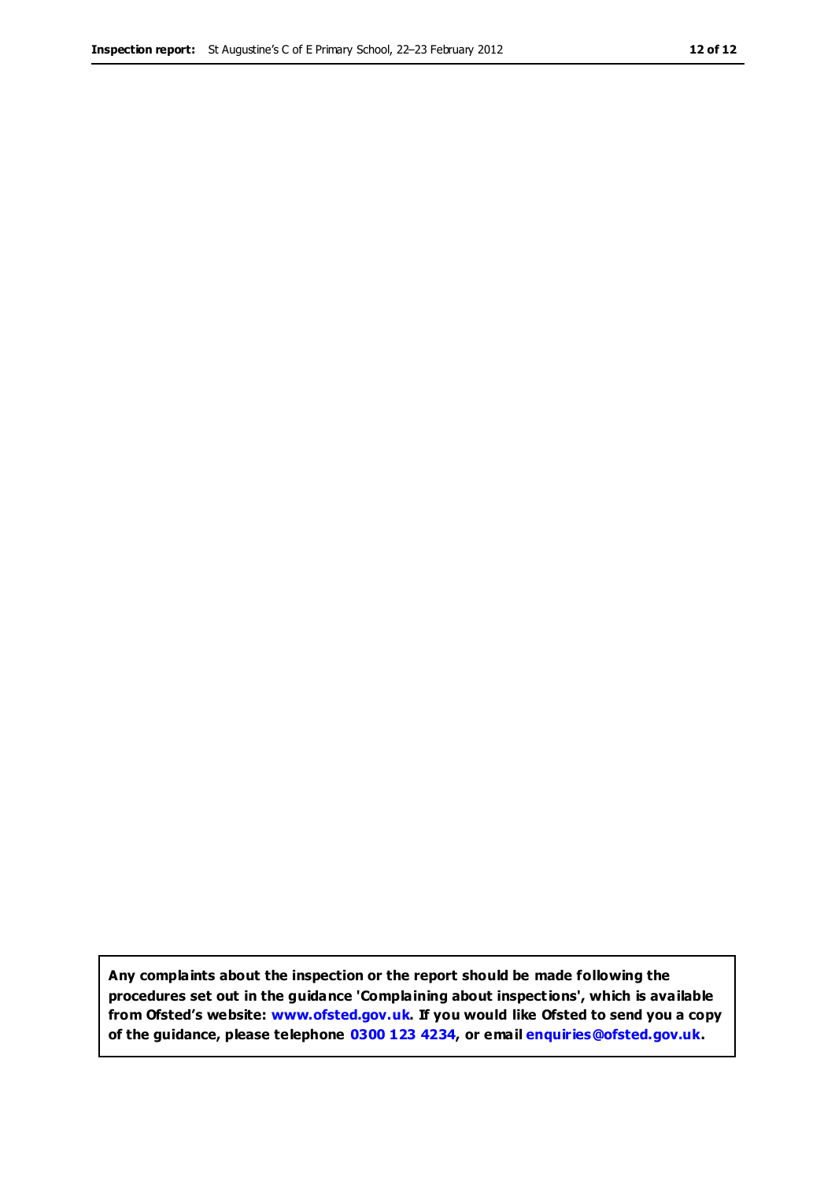**Any complaints about the inspection or the report should be made following the procedures set out in the guidance 'Complaining about inspections', which is available from Ofsted's website: www.ofsted.gov.uk. If you would like Ofsted to send you a copy of the guidance, please telephone 0300 123 4234, or email enquiries@ofsted.gov.uk.**